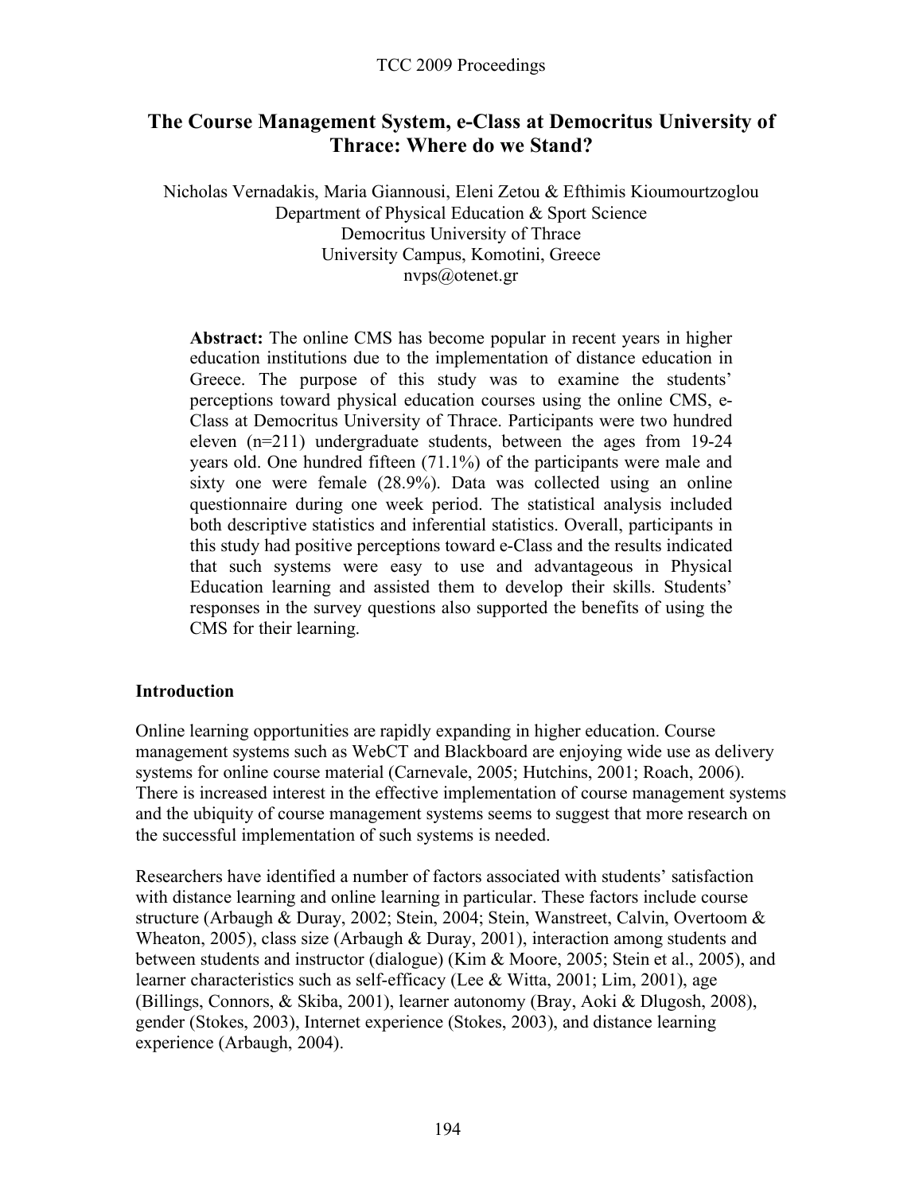# The Course Management System, e-Class at Democritus University of Thrace: Where do we Stand?

Nicholas Vernadakis, Maria Giannousi, Eleni Zetou & Efthimis Kioumourtzoglou
Department of Physical Education & Sport Science
Democritus University of Thrace
University Campus, Komotini, Greece
nvps@otenet.gr

**Abstract:** The online CMS has become popular in recent years in higher education institutions due to the implementation of distance education in Greece. The purpose of this study was to examine the students' perceptions toward physical education courses using the online CMS, e-Class at Democritus University of Thrace. Participants were two hundred eleven (n=211) undergraduate students, between the ages from 19-24 years old. One hundred fifteen (71.1%) of the participants were male and sixty one were female (28.9%). Data was collected using an online questionnaire during one week period. The statistical analysis included both descriptive statistics and inferential statistics. Overall, participants in this study had positive perceptions toward e-Class and the results indicated that such systems were easy to use and advantageous in Physical Education learning and assisted them to develop their skills. Students' responses in the survey questions also supported the benefits of using the CMS for their learning.

## Introduction

Online learning opportunities are rapidly expanding in higher education. Course management systems such as WebCT and Blackboard are enjoying wide use as delivery systems for online course material (Carnevale, 2005; Hutchins, 2001; Roach, 2006). There is increased interest in the effective implementation of course management systems and the ubiquity of course management systems seems to suggest that more research on the successful implementation of such systems is needed.

Researchers have identified a number of factors associated with students' satisfaction with distance learning and online learning in particular. These factors include course structure (Arbaugh & Duray, 2002; Stein, 2004; Stein, Wanstreet, Calvin, Overtoom & Wheaton, 2005), class size (Arbaugh & Duray, 2001), interaction among students and between students and instructor (dialogue) (Kim & Moore, 2005; Stein et al., 2005), and learner characteristics such as self-efficacy (Lee & Witta, 2001; Lim, 2001), age (Billings, Connors, & Skiba, 2001), learner autonomy (Bray, Aoki & Dlugosh, 2008), gender (Stokes, 2003), Internet experience (Stokes, 2003), and distance learning experience (Arbaugh, 2004).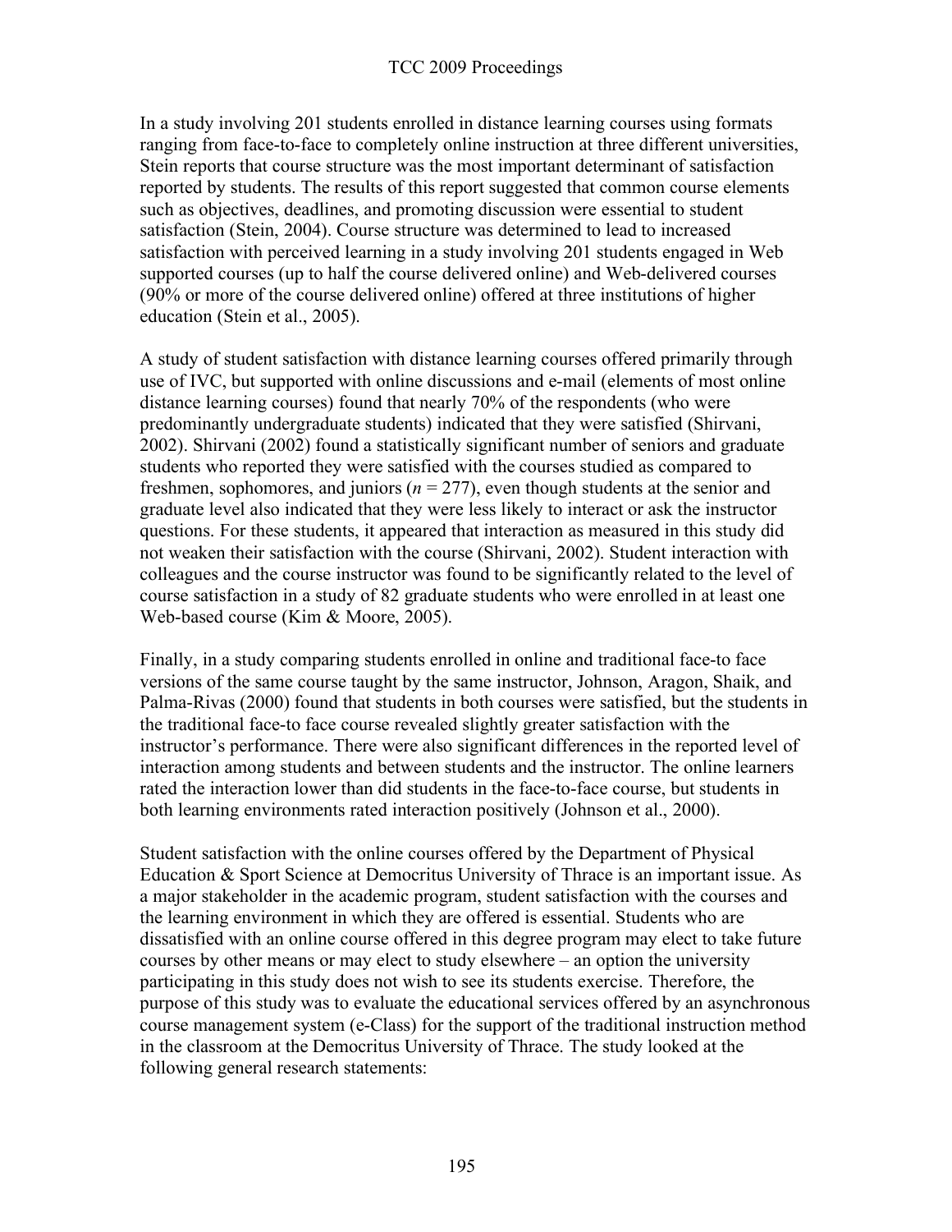In a study involving 201 students enrolled in distance learning courses using formats ranging from face-to-face to completely online instruction at three different universities, Stein reports that course structure was the most important determinant of satisfaction reported by students. The results of this report suggested that common course elements such as objectives, deadlines, and promoting discussion were essential to student satisfaction (Stein, 2004). Course structure was determined to lead to increased satisfaction with perceived learning in a study involving 201 students engaged in Web supported courses (up to half the course delivered online) and Web-delivered courses (90% or more of the course delivered online) offered at three institutions of higher education (Stein et al., 2005).

A study of student satisfaction with distance learning courses offered primarily through use of IVC, but supported with online discussions and e-mail (elements of most online distance learning courses) found that nearly 70% of the respondents (who were predominantly undergraduate students) indicated that they were satisfied (Shirvani, 2002). Shirvani (2002) found a statistically significant number of seniors and graduate students who reported they were satisfied with the courses studied as compared to freshmen, sophomores, and juniors ($n = 277$), even though students at the senior and graduate level also indicated that they were less likely to interact or ask the instructor questions. For these students, it appeared that interaction as measured in this study did not weaken their satisfaction with the course (Shirvani, 2002). Student interaction with colleagues and the course instructor was found to be significantly related to the level of course satisfaction in a study of 82 graduate students who were enrolled in at least one Web-based course (Kim & Moore, 2005).

Finally, in a study comparing students enrolled in online and traditional face-to face versions of the same course taught by the same instructor, Johnson, Aragon, Shaik, and Palma-Rivas (2000) found that students in both courses were satisfied, but the students in the traditional face-to face course revealed slightly greater satisfaction with the instructor's performance. There were also significant differences in the reported level of interaction among students and between students and the instructor. The online learners rated the interaction lower than did students in the face-to-face course, but students in both learning environments rated interaction positively (Johnson et al., 2000).

Student satisfaction with the online courses offered by the Department of Physical Education & Sport Science at Democritus University of Thrace is an important issue. As a major stakeholder in the academic program, student satisfaction with the courses and the learning environment in which they are offered is essential. Students who are dissatisfied with an online course offered in this degree program may elect to take future courses by other means or may elect to study elsewhere – an option the university participating in this study does not wish to see its students exercise. Therefore, the purpose of this study was to evaluate the educational services offered by an asynchronous course management system (e-Class) for the support of the traditional instruction method in the classroom at the Democritus University of Thrace. The study looked at the following general research statements: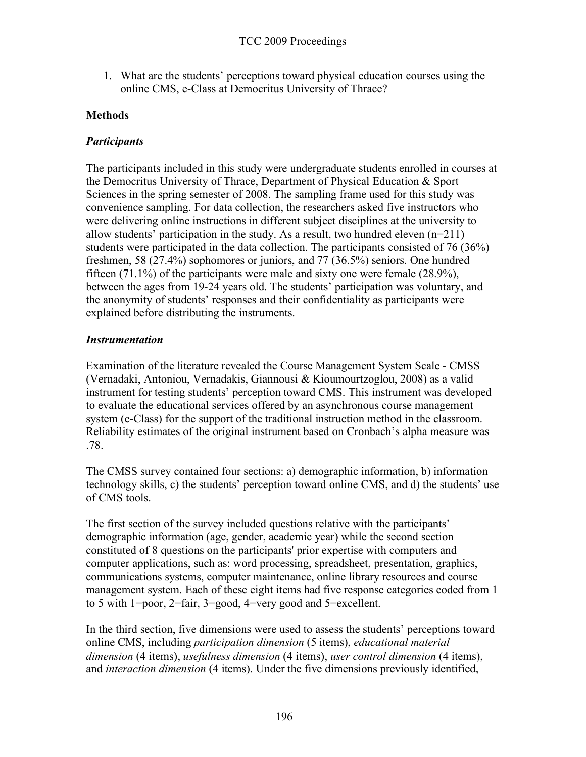1. What are the students' perceptions toward physical education courses using the online CMS, e-Class at Democritus University of Thrace?

## Methods

### *Participants*

The participants included in this study were undergraduate students enrolled in courses at the Democritus University of Thrace, Department of Physical Education & Sport Sciences in the spring semester of 2008. The sampling frame used for this study was convenience sampling. For data collection, the researchers asked five instructors who were delivering online instructions in different subject disciplines at the university to allow students' participation in the study. As a result, two hundred eleven (n=211) students were participated in the data collection. The participants consisted of 76 (36%) freshmen, 58 (27.4%) sophomores or juniors, and 77 (36.5%) seniors. One hundred fifteen (71.1%) of the participants were male and sixty one were female (28.9%), between the ages from 19-24 years old. The students' participation was voluntary, and the anonymity of students' responses and their confidentiality as participants were explained before distributing the instruments.

### *Instrumentation*

Examination of the literature revealed the Course Management System Scale - CMSS (Vernadaki, Antoniou, Vernadakis, Giannousi & Kioumourtzoglou, 2008) as a valid instrument for testing students' perception toward CMS. This instrument was developed to evaluate the educational services offered by an asynchronous course management system (e-Class) for the support of the traditional instruction method in the classroom. Reliability estimates of the original instrument based on Cronbach's alpha measure was .78.

The CMSS survey contained four sections: a) demographic information, b) information technology skills, c) the students' perception toward online CMS, and d) the students' use of CMS tools.

The first section of the survey included questions relative with the participants' demographic information (age, gender, academic year) while the second section constituted of 8 questions on the participants' prior expertise with computers and computer applications, such as: word processing, spreadsheet, presentation, graphics, communications systems, computer maintenance, online library resources and course management system. Each of these eight items had five response categories coded from 1 to 5 with 1=poor, 2=fair, 3=good, 4=very good and 5=excellent.

In the third section, five dimensions were used to assess the students' perceptions toward online CMS, including *participation dimension* (5 items), *educational material dimension* (4 items), *usefulness dimension* (4 items), *user control dimension* (4 items), and *interaction dimension* (4 items). Under the five dimensions previously identified,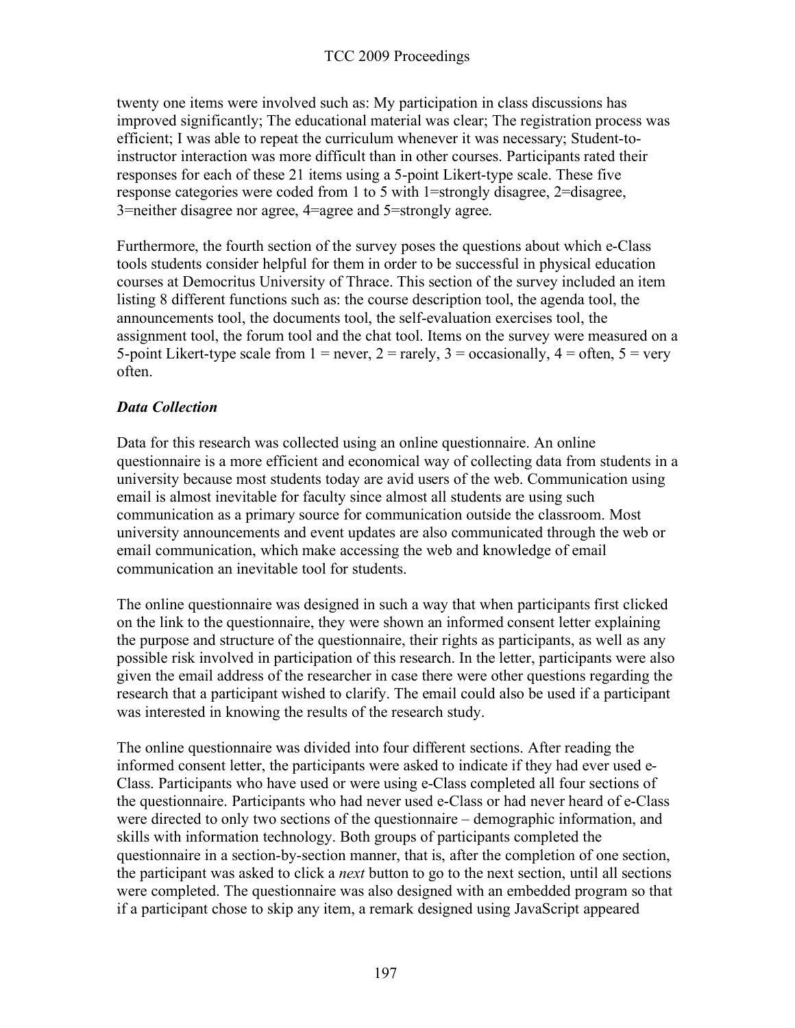twenty one items were involved such as: My participation in class discussions has improved significantly; The educational material was clear; The registration process was efficient; I was able to repeat the curriculum whenever it was necessary; Student-to-instructor interaction was more difficult than in other courses. Participants rated their responses for each of these 21 items using a 5-point Likert-type scale. These five response categories were coded from 1 to 5 with 1=strongly disagree, 2=disagree, 3=neither disagree nor agree, 4=agree and 5=strongly agree.

Furthermore, the fourth section of the survey poses the questions about which e-Class tools students consider helpful for them in order to be successful in physical education courses at Democritus University of Thrace. This section of the survey included an item listing 8 different functions such as: the course description tool, the agenda tool, the announcements tool, the documents tool, the self-evaluation exercises tool, the assignment tool, the forum tool and the chat tool. Items on the survey were measured on a 5-point Likert-type scale from 1 = never, 2 = rarely, 3 = occasionally, 4 = often, 5 = very often.

### *Data Collection*

Data for this research was collected using an online questionnaire. An online questionnaire is a more efficient and economical way of collecting data from students in a university because most students today are avid users of the web. Communication using email is almost inevitable for faculty since almost all students are using such communication as a primary source for communication outside the classroom. Most university announcements and event updates are also communicated through the web or email communication, which make accessing the web and knowledge of email communication an inevitable tool for students.

The online questionnaire was designed in such a way that when participants first clicked on the link to the questionnaire, they were shown an informed consent letter explaining the purpose and structure of the questionnaire, their rights as participants, as well as any possible risk involved in participation of this research. In the letter, participants were also given the email address of the researcher in case there were other questions regarding the research that a participant wished to clarify. The email could also be used if a participant was interested in knowing the results of the research study.

The online questionnaire was divided into four different sections. After reading the informed consent letter, the participants were asked to indicate if they had ever used e-Class. Participants who have used or were using e-Class completed all four sections of the questionnaire. Participants who had never used e-Class or had never heard of e-Class were directed to only two sections of the questionnaire – demographic information, and skills with information technology. Both groups of participants completed the questionnaire in a section-by-section manner, that is, after the completion of one section, the participant was asked to click a *next* button to go to the next section, until all sections were completed. The questionnaire was also designed with an embedded program so that if a participant chose to skip any item, a remark designed using JavaScript appeared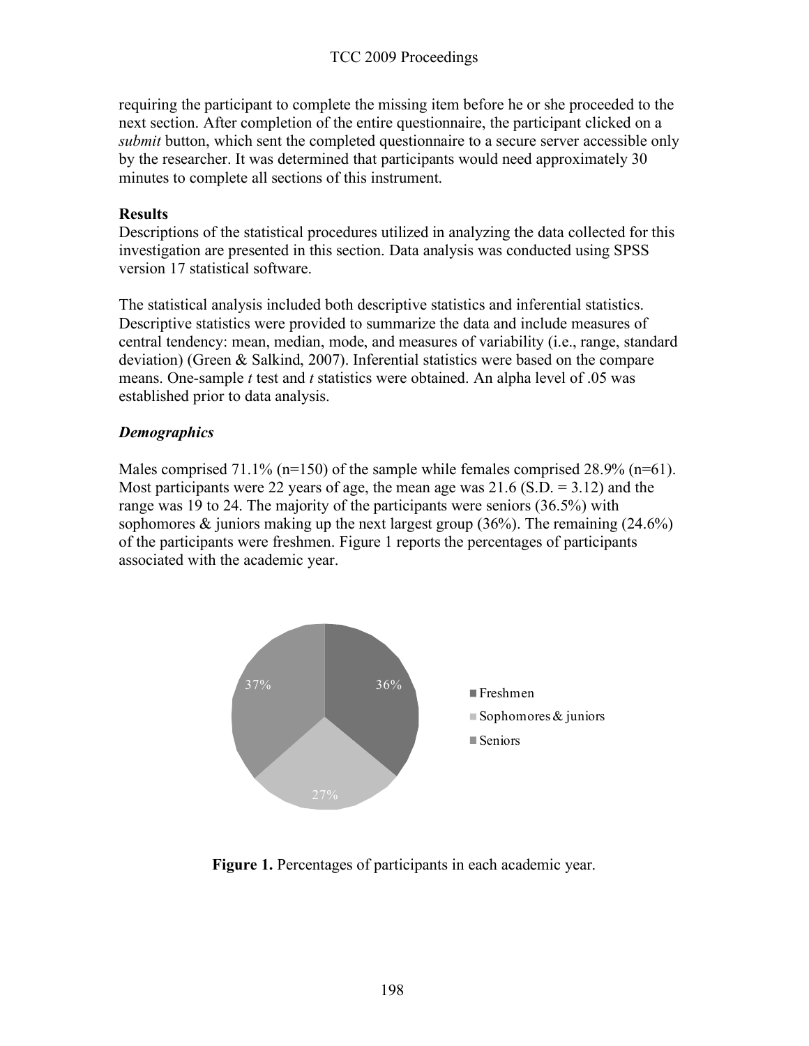requiring the participant to complete the missing item before he or she proceeded to the next section. After completion of the entire questionnaire, the participant clicked on a *submit* button, which sent the completed questionnaire to a secure server accessible only by the researcher. It was determined that participants would need approximately 30 minutes to complete all sections of this instrument.

**Results**

Descriptions of the statistical procedures utilized in analyzing the data collected for this investigation are presented in this section. Data analysis was conducted using SPSS version 17 statistical software.

The statistical analysis included both descriptive statistics and inferential statistics. Descriptive statistics were provided to summarize the data and include measures of central tendency: mean, median, mode, and measures of variability (i.e., range, standard deviation) (Green & Salkind, 2007). Inferential statistics were based on the compare means. One-sample *t* test and *t* statistics were obtained. An alpha level of .05 was established prior to data analysis.

***Demographics***

Males comprised 71.1% (n=150) of the sample while females comprised 28.9% (n=61). Most participants were 22 years of age, the mean age was 21.6 (S.D. = 3.12) and the range was 19 to 24. The majority of the participants were seniors (36.5%) with sophomores & juniors making up the next largest group (36%). The remaining (24.6%) of the participants were freshmen. Figure 1 reports the percentages of participants associated with the academic year.

37%
36%
27%

Freshmen
Sophomores & juniors
Seniors

**Figure 1.** Percentages of participants in each academic year.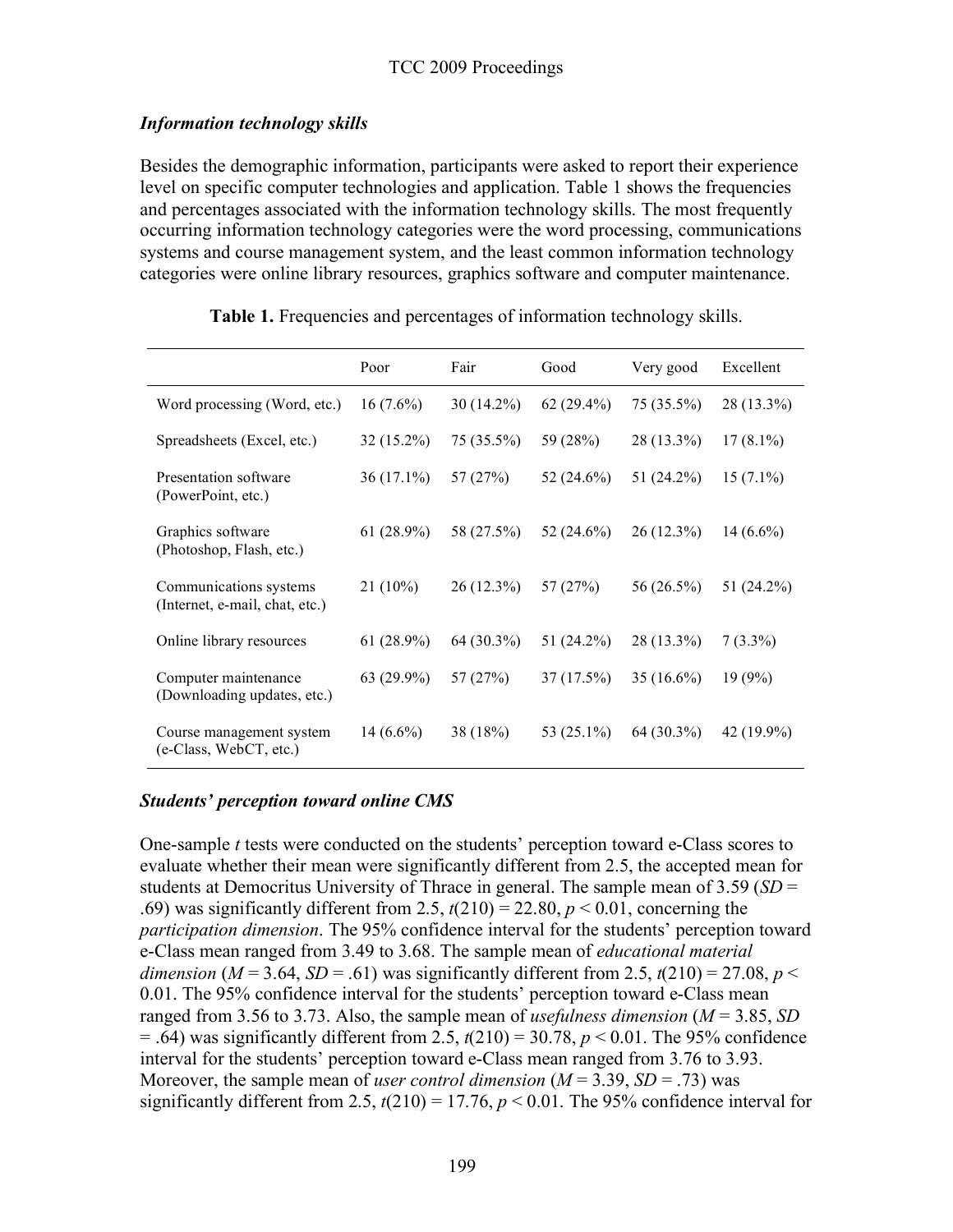### *Information technology skills*

Besides the demographic information, participants were asked to report their experience level on specific computer technologies and application. Table 1 shows the frequencies and percentages associated with the information technology skills. The most frequently occurring information technology categories were the word processing, communications systems and course management system, and the least common information technology categories were online library resources, graphics software and computer maintenance.

**Table 1.** Frequencies and percentages of information technology skills.

| | Poor | Fair | Good | Very good | Excellent |
|---|---|---|---|---|---|
| Word processing (Word, etc.) | 16 (7.6%) | 30 (14.2%) | 62 (29.4%) | 75 (35.5%) | 28 (13.3%) |
| Spreadsheets (Excel, etc.) | 32 (15.2%) | 75 (35.5%) | 59 (28%) | 28 (13.3%) | 17 (8.1%) |
| Presentation software (PowerPoint, etc.) | 36 (17.1%) | 57 (27%) | 52 (24.6%) | 51 (24.2%) | 15 (7.1%) |
| Graphics software (Photoshop, Flash, etc.) | 61 (28.9%) | 58 (27.5%) | 52 (24.6%) | 26 (12.3%) | 14 (6.6%) |
| Communications systems (Internet, e-mail, chat, etc.) | 21 (10%) | 26 (12.3%) | 57 (27%) | 56 (26.5%) | 51 (24.2%) |
| Online library resources | 61 (28.9%) | 64 (30.3%) | 51 (24.2%) | 28 (13.3%) | 7 (3.3%) |
| Computer maintenance (Downloading updates, etc.) | 63 (29.9%) | 57 (27%) | 37 (17.5%) | 35 (16.6%) | 19 (9%) |
| Course management system (e-Class, WebCT, etc.) | 14 (6.6%) | 38 (18%) | 53 (25.1%) | 64 (30.3%) | 42 (19.9%) |

### *Students' perception toward online CMS*

One-sample *t* tests were conducted on the students' perception toward e-Class scores to evaluate whether their mean were significantly different from 2.5, the accepted mean for students at Democritus University of Thrace in general. The sample mean of 3.59 ($SD$ = .69) was significantly different from 2.5, $t(210) = 22.80$, $p < 0.01$, concerning the *participation dimension*. The 95% confidence interval for the students' perception toward e-Class mean ranged from 3.49 to 3.68. The sample mean of *educational material dimension* ($M = 3.64$, $SD = .61$) was significantly different from 2.5, $t(210) = 27.08$, $p <$ 0.01. The 95% confidence interval for the students' perception toward e-Class mean ranged from 3.56 to 3.73. Also, the sample mean of *usefulness dimension* ($M = 3.85$, $SD = .64$) was significantly different from 2.5, $t(210) = 30.78$, $p < 0.01$. The 95% confidence interval for the students' perception toward e-Class mean ranged from 3.76 to 3.93. Moreover, the sample mean of *user control dimension* ($M = 3.39$, $SD = .73$) was significantly different from 2.5, $t(210) = 17.76$, $p < 0.01$. The 95% confidence interval for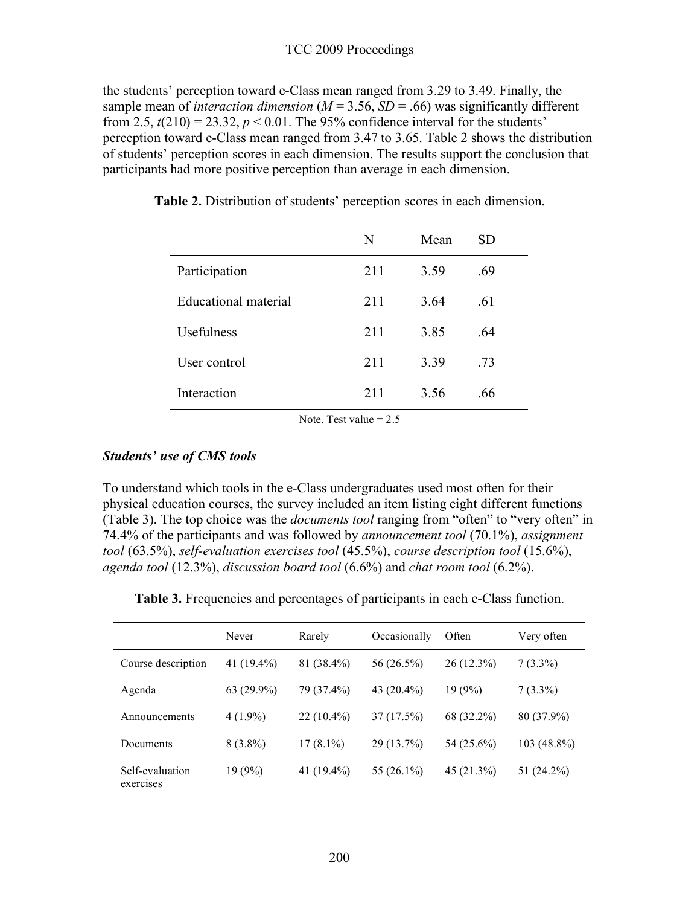the students' perception toward e-Class mean ranged from 3.29 to 3.49. Finally, the sample mean of *interaction dimension* ($M$ = 3.56, $SD$ = .66) was significantly different from 2.5, $t(210) = 23.32$, $p < 0.01$. The 95% confidence interval for the students' perception toward e-Class mean ranged from 3.47 to 3.65. Table 2 shows the distribution of students' perception scores in each dimension. The results support the conclusion that participants had more positive perception than average in each dimension.

**Table 2.** Distribution of students' perception scores in each dimension.

| | N | Mean | SD |
|---|---|---|---|
| Participation | 211 | 3.59 | .69 |
| Educational material | 211 | 3.64 | .61 |
| Usefulness | 211 | 3.85 | .64 |
| User control | 211 | 3.39 | .73 |
| Interaction | 211 | 3.56 | .66 |

Note. Test value = 2.5

### *Students' use of CMS tools*

To understand which tools in the e-Class undergraduates used most often for their physical education courses, the survey included an item listing eight different functions (Table 3). The top choice was the *documents tool* ranging from "often" to "very often" in 74.4% of the participants and was followed by *announcement tool* (70.1%), *assignment tool* (63.5%), *self-evaluation exercises tool* (45.5%), *course description tool* (15.6%), *agenda tool* (12.3%), *discussion board tool* (6.6%) and *chat room tool* (6.2%).

**Table 3.** Frequencies and percentages of participants in each e-Class function.

| | Never | Rarely | Occasionally | Often | Very often |
|---|---|---|---|---|---|
| Course description | 41 (19.4%) | 81 (38.4%) | 56 (26.5%) | 26 (12.3%) | 7 (3.3%) |
| Agenda | 63 (29.9%) | 79 (37.4%) | 43 (20.4%) | 19 (9%) | 7 (3.3%) |
| Announcements | 4 (1.9%) | 22 (10.4%) | 37 (17.5%) | 68 (32.2%) | 80 (37.9%) |
| Documents | 8 (3.8%) | 17 (8.1%) | 29 (13.7%) | 54 (25.6%) | 103 (48.8%) |
| Self-evaluation exercises | 19 (9%) | 41 (19.4%) | 55 (26.1%) | 45 (21.3%) | 51 (24.2%) |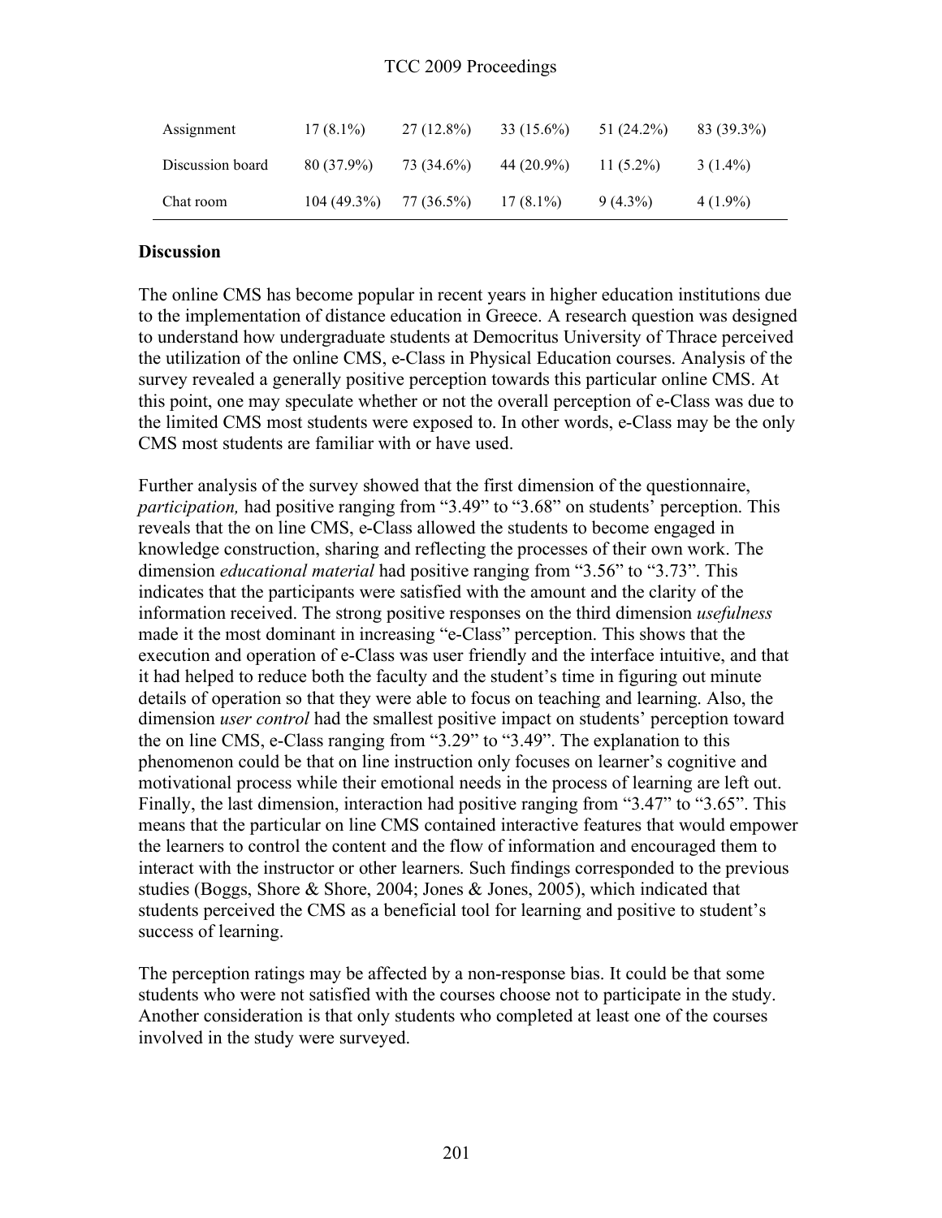| | | | | | |
|---|---|---|---|---|---|
| Assignment | 17 (8.1%) | 27 (12.8%) | 33 (15.6%) | 51 (24.2%) | 83 (39.3%) |
| Discussion board | 80 (37.9%) | 73 (34.6%) | 44 (20.9%) | 11 (5.2%) | 3 (1.4%) |
| Chat room | 104 (49.3%) | 77 (36.5%) | 17 (8.1%) | 9 (4.3%) | 4 (1.9%) |

## Discussion

The online CMS has become popular in recent years in higher education institutions due to the implementation of distance education in Greece. A research question was designed to understand how undergraduate students at Democritus University of Thrace perceived the utilization of the online CMS, e-Class in Physical Education courses. Analysis of the survey revealed a generally positive perception towards this particular online CMS. At this point, one may speculate whether or not the overall perception of e-Class was due to the limited CMS most students were exposed to. In other words, e-Class may be the only CMS most students are familiar with or have used.

Further analysis of the survey showed that the first dimension of the questionnaire, *participation,* had positive ranging from "3.49" to "3.68" on students' perception. This reveals that the on line CMS, e-Class allowed the students to become engaged in knowledge construction, sharing and reflecting the processes of their own work. The dimension *educational material* had positive ranging from "3.56" to "3.73". This indicates that the participants were satisfied with the amount and the clarity of the information received. The strong positive responses on the third dimension *usefulness* made it the most dominant in increasing "e-Class" perception. This shows that the execution and operation of e-Class was user friendly and the interface intuitive, and that it had helped to reduce both the faculty and the student's time in figuring out minute details of operation so that they were able to focus on teaching and learning. Also, the dimension *user control* had the smallest positive impact on students' perception toward the on line CMS, e-Class ranging from "3.29" to "3.49". The explanation to this phenomenon could be that on line instruction only focuses on learner's cognitive and motivational process while their emotional needs in the process of learning are left out. Finally, the last dimension, interaction had positive ranging from "3.47" to "3.65". This means that the particular on line CMS contained interactive features that would empower the learners to control the content and the flow of information and encouraged them to interact with the instructor or other learners. Such findings corresponded to the previous studies (Boggs, Shore & Shore, 2004; Jones & Jones, 2005), which indicated that students perceived the CMS as a beneficial tool for learning and positive to student's success of learning.

The perception ratings may be affected by a non-response bias. It could be that some students who were not satisfied with the courses choose not to participate in the study. Another consideration is that only students who completed at least one of the courses involved in the study were surveyed.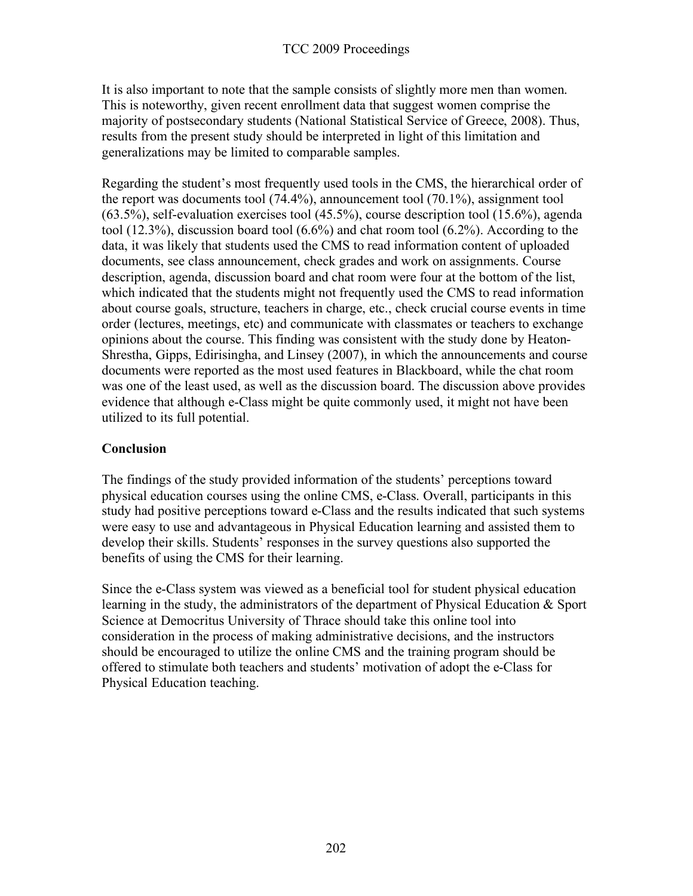It is also important to note that the sample consists of slightly more men than women. This is noteworthy, given recent enrollment data that suggest women comprise the majority of postsecondary students (National Statistical Service of Greece, 2008). Thus, results from the present study should be interpreted in light of this limitation and generalizations may be limited to comparable samples.

Regarding the student's most frequently used tools in the CMS, the hierarchical order of the report was documents tool (74.4%), announcement tool (70.1%), assignment tool (63.5%), self-evaluation exercises tool (45.5%), course description tool (15.6%), agenda tool (12.3%), discussion board tool (6.6%) and chat room tool (6.2%). According to the data, it was likely that students used the CMS to read information content of uploaded documents, see class announcement, check grades and work on assignments. Course description, agenda, discussion board and chat room were four at the bottom of the list, which indicated that the students might not frequently used the CMS to read information about course goals, structure, teachers in charge, etc., check crucial course events in time order (lectures, meetings, etc) and communicate with classmates or teachers to exchange opinions about the course. This finding was consistent with the study done by Heaton-Shrestha, Gipps, Edirisingha, and Linsey (2007), in which the announcements and course documents were reported as the most used features in Blackboard, while the chat room was one of the least used, as well as the discussion board. The discussion above provides evidence that although e-Class might be quite commonly used, it might not have been utilized to its full potential.

## Conclusion

The findings of the study provided information of the students' perceptions toward physical education courses using the online CMS, e-Class. Overall, participants in this study had positive perceptions toward e-Class and the results indicated that such systems were easy to use and advantageous in Physical Education learning and assisted them to develop their skills. Students' responses in the survey questions also supported the benefits of using the CMS for their learning.

Since the e-Class system was viewed as a beneficial tool for student physical education learning in the study, the administrators of the department of Physical Education & Sport Science at Democritus University of Thrace should take this online tool into consideration in the process of making administrative decisions, and the instructors should be encouraged to utilize the online CMS and the training program should be offered to stimulate both teachers and students' motivation of adopt the e-Class for Physical Education teaching.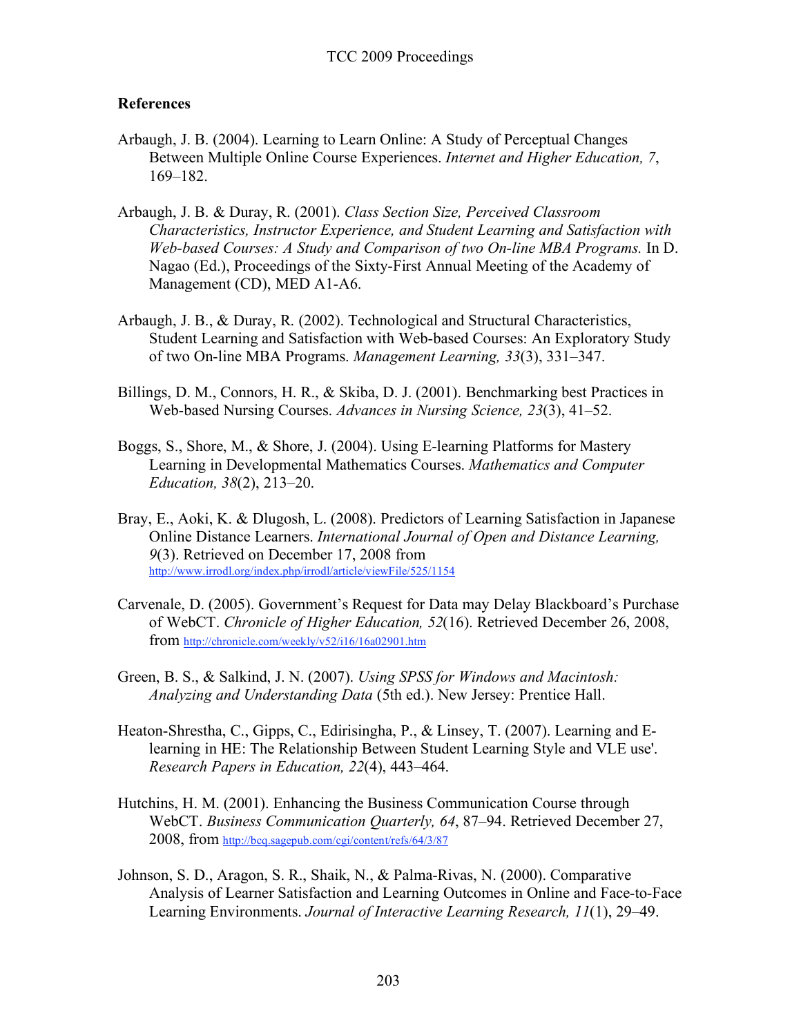## References

Arbaugh, J. B. (2004). Learning to Learn Online: A Study of Perceptual Changes Between Multiple Online Course Experiences. *Internet and Higher Education, 7*, 169–182.

Arbaugh, J. B. & Duray, R. (2001). *Class Section Size, Perceived Classroom Characteristics, Instructor Experience, and Student Learning and Satisfaction with Web-based Courses: A Study and Comparison of two On-line MBA Programs.* In D. Nagao (Ed.), Proceedings of the Sixty-First Annual Meeting of the Academy of Management (CD), MED A1-A6.

Arbaugh, J. B., & Duray, R. (2002). Technological and Structural Characteristics, Student Learning and Satisfaction with Web-based Courses: An Exploratory Study of two On-line MBA Programs. *Management Learning, 33*(3), 331–347.

Billings, D. M., Connors, H. R., & Skiba, D. J. (2001). Benchmarking best Practices in Web-based Nursing Courses. *Advances in Nursing Science, 23*(3), 41–52.

Boggs, S., Shore, M., & Shore, J. (2004). Using E-learning Platforms for Mastery Learning in Developmental Mathematics Courses. *Mathematics and Computer Education, 38*(2), 213–20.

Bray, E., Aoki, K. & Dlugosh, L. (2008). Predictors of Learning Satisfaction in Japanese Online Distance Learners. *International Journal of Open and Distance Learning, 9*(3). Retrieved on December 17, 2008 from http://www.irrodl.org/index.php/irrodl/article/viewFile/525/1154

Carvenale, D. (2005). Government's Request for Data may Delay Blackboard's Purchase of WebCT. *Chronicle of Higher Education, 52*(16). Retrieved December 26, 2008, from http://chronicle.com/weekly/v52/i16/16a02901.htm

Green, B. S., & Salkind, J. N. (2007). *Using SPSS for Windows and Macintosh: Analyzing and Understanding Data* (5th ed.). New Jersey: Prentice Hall.

Heaton-Shrestha, C., Gipps, C., Edirisingha, P., & Linsey, T. (2007). Learning and E-learning in HE: The Relationship Between Student Learning Style and VLE use'. *Research Papers in Education, 22*(4), 443–464.

Hutchins, H. M. (2001). Enhancing the Business Communication Course through WebCT. *Business Communication Quarterly, 64*, 87–94. Retrieved December 27, 2008, from http://bcq.sagepub.com/cgi/content/refs/64/3/87

Johnson, S. D., Aragon, S. R., Shaik, N., & Palma-Rivas, N. (2000). Comparative Analysis of Learner Satisfaction and Learning Outcomes in Online and Face-to-Face Learning Environments. *Journal of Interactive Learning Research, 11*(1), 29–49.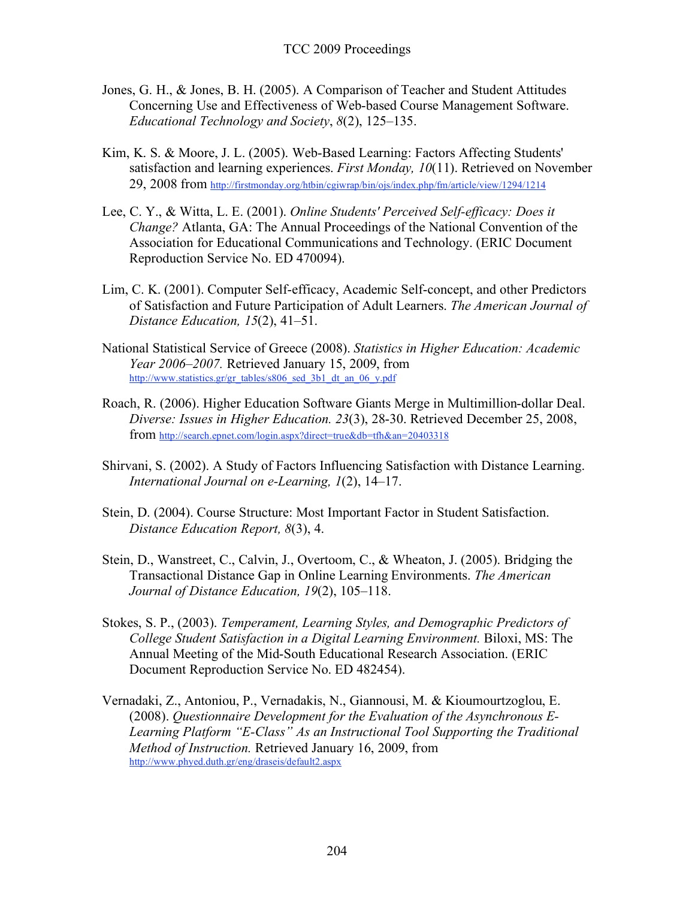Jones, G. H., & Jones, B. H. (2005). A Comparison of Teacher and Student Attitudes Concerning Use and Effectiveness of Web-based Course Management Software. *Educational Technology and Society*, *8*(2), 125–135.

Kim, K. S. & Moore, J. L. (2005). Web-Based Learning: Factors Affecting Students' satisfaction and learning experiences. *First Monday, 10*(11). Retrieved on November 29, 2008 from http://firstmonday.org/htbin/cgiwrap/bin/ojs/index.php/fm/article/view/1294/1214

Lee, C. Y., & Witta, L. E. (2001). *Online Students' Perceived Self-efficacy: Does it Change?* Atlanta, GA: The Annual Proceedings of the National Convention of the Association for Educational Communications and Technology. (ERIC Document Reproduction Service No. ED 470094).

Lim, C. K. (2001). Computer Self-efficacy, Academic Self-concept, and other Predictors of Satisfaction and Future Participation of Adult Learners. *The American Journal of Distance Education, 15*(2), 41–51.

National Statistical Service of Greece (2008). *Statistics in Higher Education: Academic Year 2006–2007.* Retrieved January 15, 2009, from http://www.statistics.gr/gr_tables/s806_sed_3b1_dt_an_06_y.pdf

Roach, R. (2006). Higher Education Software Giants Merge in Multimillion-dollar Deal. *Diverse: Issues in Higher Education. 23*(3), 28-30. Retrieved December 25, 2008, from http://search.epnet.com/login.aspx?direct=true&db=tfh&an=20403318

Shirvani, S. (2002). A Study of Factors Influencing Satisfaction with Distance Learning. *International Journal on e-Learning, 1*(2), 14–17.

Stein, D. (2004). Course Structure: Most Important Factor in Student Satisfaction. *Distance Education Report, 8*(3), 4.

Stein, D., Wanstreet, C., Calvin, J., Overtoom, C., & Wheaton, J. (2005). Bridging the Transactional Distance Gap in Online Learning Environments. *The American Journal of Distance Education, 19*(2), 105–118.

Stokes, S. P., (2003). *Temperament, Learning Styles, and Demographic Predictors of College Student Satisfaction in a Digital Learning Environment.* Biloxi, MS: The Annual Meeting of the Mid-South Educational Research Association. (ERIC Document Reproduction Service No. ED 482454).

Vernadaki, Z., Antoniou, P., Vernadakis, N., Giannousi, M. & Kioumourtzoglou, E. (2008). *Questionnaire Development for the Evaluation of the Asynchronous E-Learning Platform "E-Class" As an Instructional Tool Supporting the Traditional Method of Instruction.* Retrieved January 16, 2009, from http://www.phyed.duth.gr/eng/draseis/default2.aspx